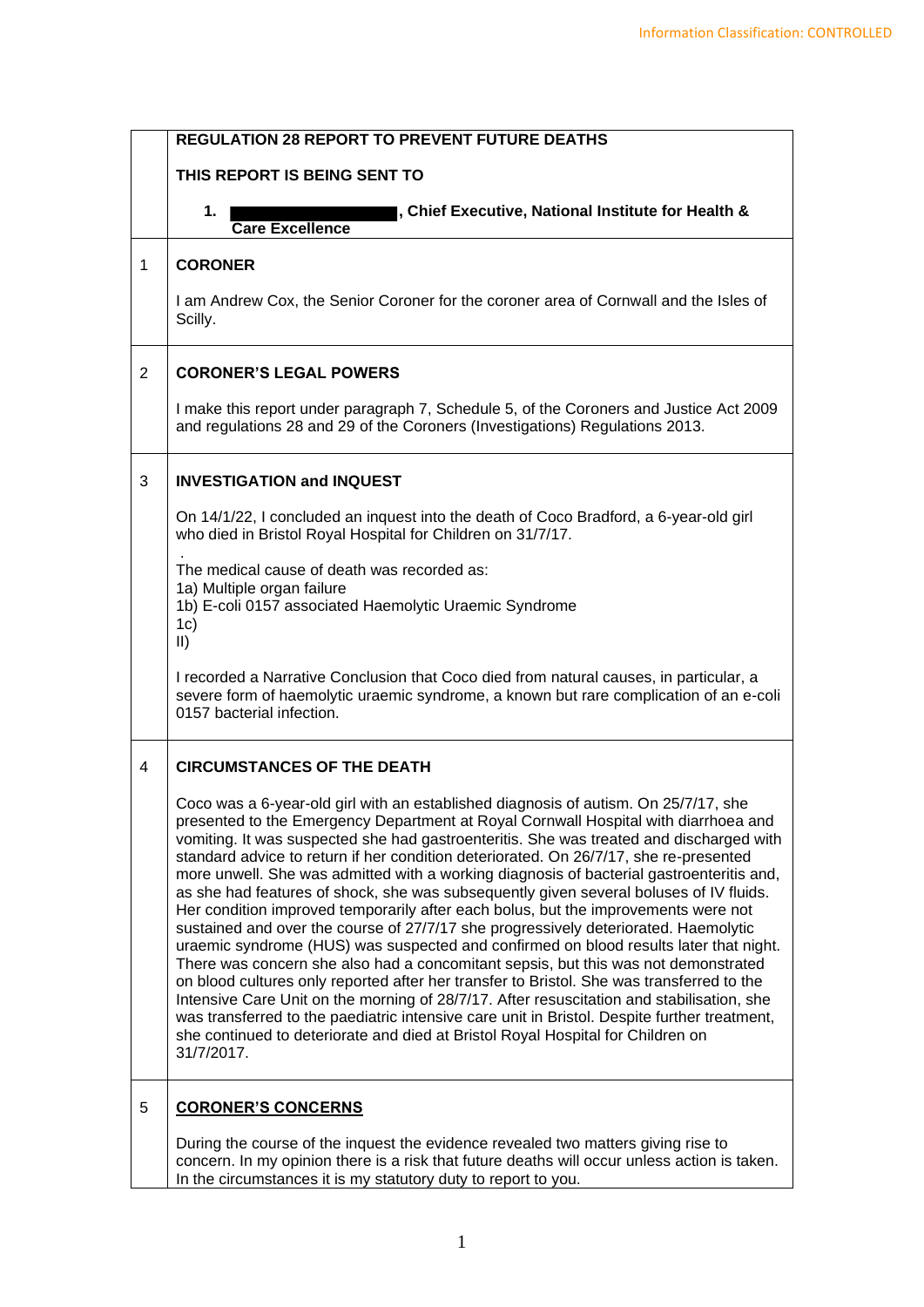## REGULATION 28 REPORT TO PREVENT FUTURE DEATHS

**THIS REPORT IS BEING SENT TO**

1. **[REDACTED], Chief Executive, National Institute for Health & Care Excellence**

### 1 CORONER

I am Andrew Cox, the Senior Coroner for the coroner area of Cornwall and the Isles of Scilly.

### 2 CORONER'S LEGAL POWERS

I make this report under paragraph 7, Schedule 5, of the Coroners and Justice Act 2009 and regulations 28 and 29 of the Coroners (Investigations) Regulations 2013.

### 3 INVESTIGATION and INQUEST

On 14/1/22, I concluded an inquest into the death of Coco Bradford, a 6-year-old girl who died in Bristol Royal Hospital for Children on 31/7/17.

.

The medical cause of death was recorded as:
1a) Multiple organ failure
1b) E-coli 0157 associated Haemolytic Uraemic Syndrome
1c)
II)

I recorded a Narrative Conclusion that Coco died from natural causes, in particular, a severe form of haemolytic uraemic syndrome, a known but rare complication of an e-coli 0157 bacterial infection.

### 4 CIRCUMSTANCES OF THE DEATH

Coco was a 6-year-old girl with an established diagnosis of autism. On 25/7/17, she presented to the Emergency Department at Royal Cornwall Hospital with diarrhoea and vomiting. It was suspected she had gastroenteritis. She was treated and discharged with standard advice to return if her condition deteriorated. On 26/7/17, she re-presented more unwell. She was admitted with a working diagnosis of bacterial gastroenteritis and, as she had features of shock, she was subsequently given several boluses of IV fluids. Her condition improved temporarily after each bolus, but the improvements were not sustained and over the course of 27/7/17 she progressively deteriorated. Haemolytic uraemic syndrome (HUS) was suspected and confirmed on blood results later that night. There was concern she also had a concomitant sepsis, but this was not demonstrated on blood cultures only reported after her transfer to Bristol. She was transferred to the Intensive Care Unit on the morning of 28/7/17. After resuscitation and stabilisation, she was transferred to the paediatric intensive care unit in Bristol. Despite further treatment, she continued to deteriorate and died at Bristol Royal Hospital for Children on 31/7/2017.

### 5 <u>CORONER'S CONCERNS</u>

During the course of the inquest the evidence revealed two matters giving rise to concern. In my opinion there is a risk that future deaths will occur unless action is taken. In the circumstances it is my statutory duty to report to you.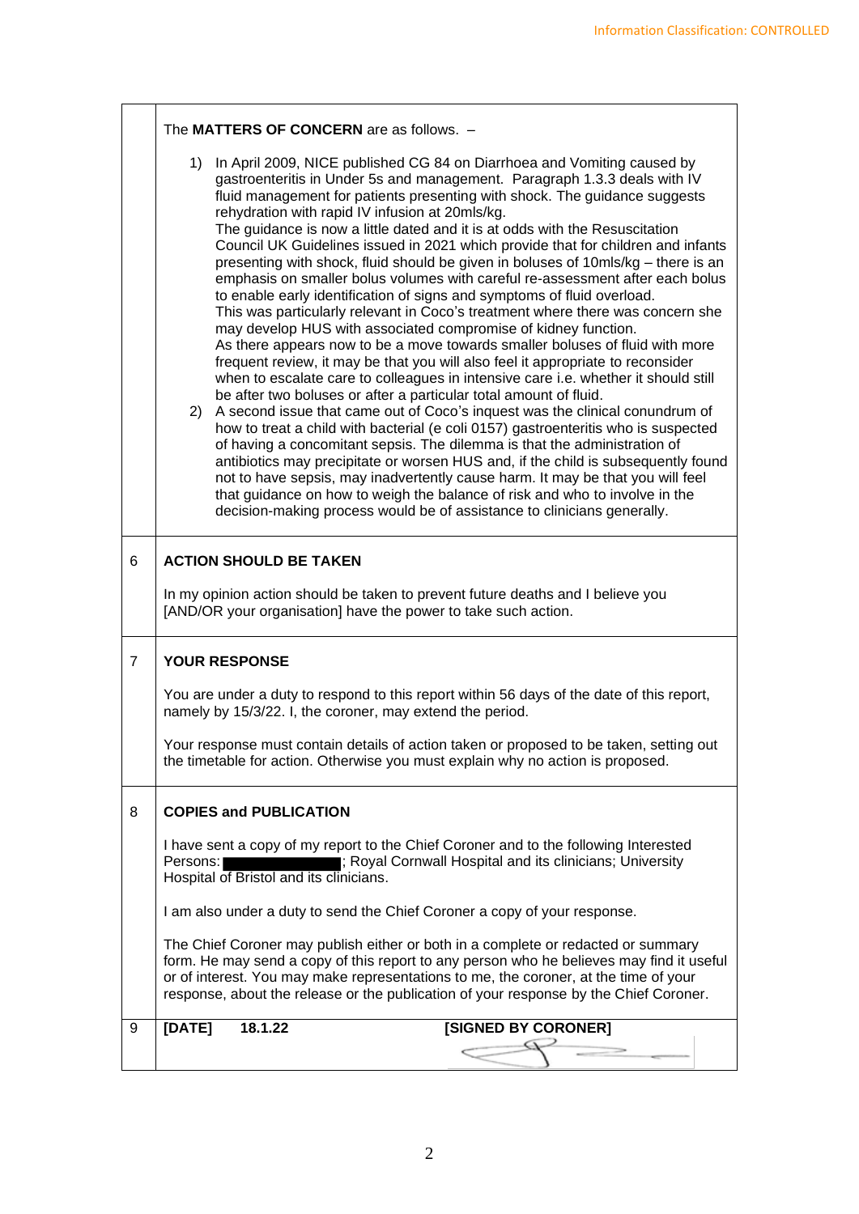| | |
|---|---|
| | The **MATTERS OF CONCERN** are as follows. – <br><br> 1) In April 2009, NICE published CG 84 on Diarrhoea and Vomiting caused by gastroenteritis in Under 5s and management. Paragraph 1.3.3 deals with IV fluid management for patients presenting with shock. The guidance suggests rehydration with rapid IV infusion at 20mls/kg. The guidance is now a little dated and it is at odds with the Resuscitation Council UK Guidelines issued in 2021 which provide that for children and infants presenting with shock, fluid should be given in boluses of 10mls/kg – there is an emphasis on smaller bolus volumes with careful re-assessment after each bolus to enable early identification of signs and symptoms of fluid overload. This was particularly relevant in Coco's treatment where there was concern she may develop HUS with associated compromise of kidney function. As there appears now to be a move towards smaller boluses of fluid with more frequent review, it may be that you will also feel it appropriate to reconsider when to escalate care to colleagues in intensive care i.e. whether it should still be after two boluses or after a particular total amount of fluid. <br> 2) A second issue that came out of Coco's inquest was the clinical conundrum of how to treat a child with bacterial (e coli 0157) gastroenteritis who is suspected of having a concomitant sepsis. The dilemma is that the administration of antibiotics may precipitate or worsen HUS and, if the child is subsequently found not to have sepsis, may inadvertently cause harm. It may be that you will feel that guidance on how to weigh the balance of risk and who to involve in the decision-making process would be of assistance to clinicians generally. |
| 6 | **ACTION SHOULD BE TAKEN** <br><br> In my opinion action should be taken to prevent future deaths and I believe you [AND/OR your organisation] have the power to take such action. |
| 7 | **YOUR RESPONSE** <br><br> You are under a duty to respond to this report within 56 days of the date of this report, namely by 15/3/22. I, the coroner, may extend the period. <br><br> Your response must contain details of action taken or proposed to be taken, setting out the timetable for action. Otherwise you must explain why no action is proposed. |
| 8 | **COPIES and PUBLICATION** <br><br> I have sent a copy of my report to the Chief Coroner and to the following Interested Persons: [REDACTED]; Royal Cornwall Hospital and its clinicians; University Hospital of Bristol and its clinicians. <br><br> I am also under a duty to send the Chief Coroner a copy of your response. <br><br> The Chief Coroner may publish either or both in a complete or redacted or summary form. He may send a copy of this report to any person who he believes may find it useful or of interest. You may make representations to me, the coroner, at the time of your response, about the release or the publication of your response by the Chief Coroner. |
| 9 | **[DATE]** **18.1.22** **[SIGNED BY CORONER]** |